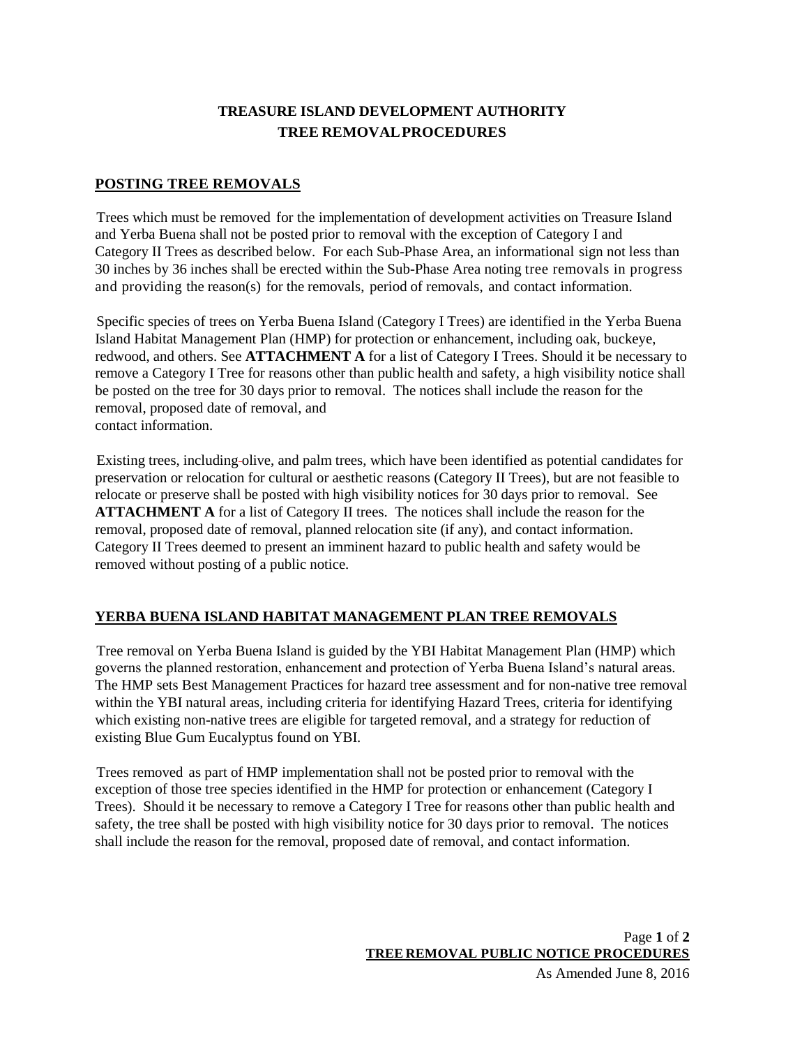# TREASURE ISLAND DEVELOPMENT AUTHORITY
# TREE REMOVAL PROCEDURES

## POSTING TREE REMOVALS

Trees which must be removed for the implementation of development activities on Treasure Island and Yerba Buena shall not be posted prior to removal with the exception of Category I and Category II Trees as described below. For each Sub-Phase Area, an informational sign not less than 30 inches by 36 inches shall be erected within the Sub-Phase Area noting tree removals in progress and providing the reason(s) for the removals, period of removals, and contact information.

Specific species of trees on Yerba Buena Island (Category I Trees) are identified in the Yerba Buena Island Habitat Management Plan (HMP) for protection or enhancement, including oak, buckeye, redwood, and others. See **ATTACHMENT A** for a list of Category I Trees. Should it be necessary to remove a Category I Tree for reasons other than public health and safety, a high visibility notice shall be posted on the tree for 30 days prior to removal. The notices shall include the reason for the removal, proposed date of removal, and contact information.

Existing trees, including olive, and palm trees, which have been identified as potential candidates for preservation or relocation for cultural or aesthetic reasons (Category II Trees), but are not feasible to relocate or preserve shall be posted with high visibility notices for 30 days prior to removal. See **ATTACHMENT A** for a list of Category II trees. The notices shall include the reason for the removal, proposed date of removal, planned relocation site (if any), and contact information. Category II Trees deemed to present an imminent hazard to public health and safety would be removed without posting of a public notice.

## YERBA BUENA ISLAND HABITAT MANAGEMENT PLAN TREE REMOVALS

Tree removal on Yerba Buena Island is guided by the YBI Habitat Management Plan (HMP) which governs the planned restoration, enhancement and protection of Yerba Buena Island's natural areas. The HMP sets Best Management Practices for hazard tree assessment and for non-native tree removal within the YBI natural areas, including criteria for identifying Hazard Trees, criteria for identifying which existing non-native trees are eligible for targeted removal, and a strategy for reduction of existing Blue Gum Eucalyptus found on YBI.

Trees removed as part of HMP implementation shall not be posted prior to removal with the exception of those tree species identified in the HMP for protection or enhancement (Category I Trees). Should it be necessary to remove a Category I Tree for reasons other than public health and safety, the tree shall be posted with high visibility notice for 30 days prior to removal. The notices shall include the reason for the removal, proposed date of removal, and contact information.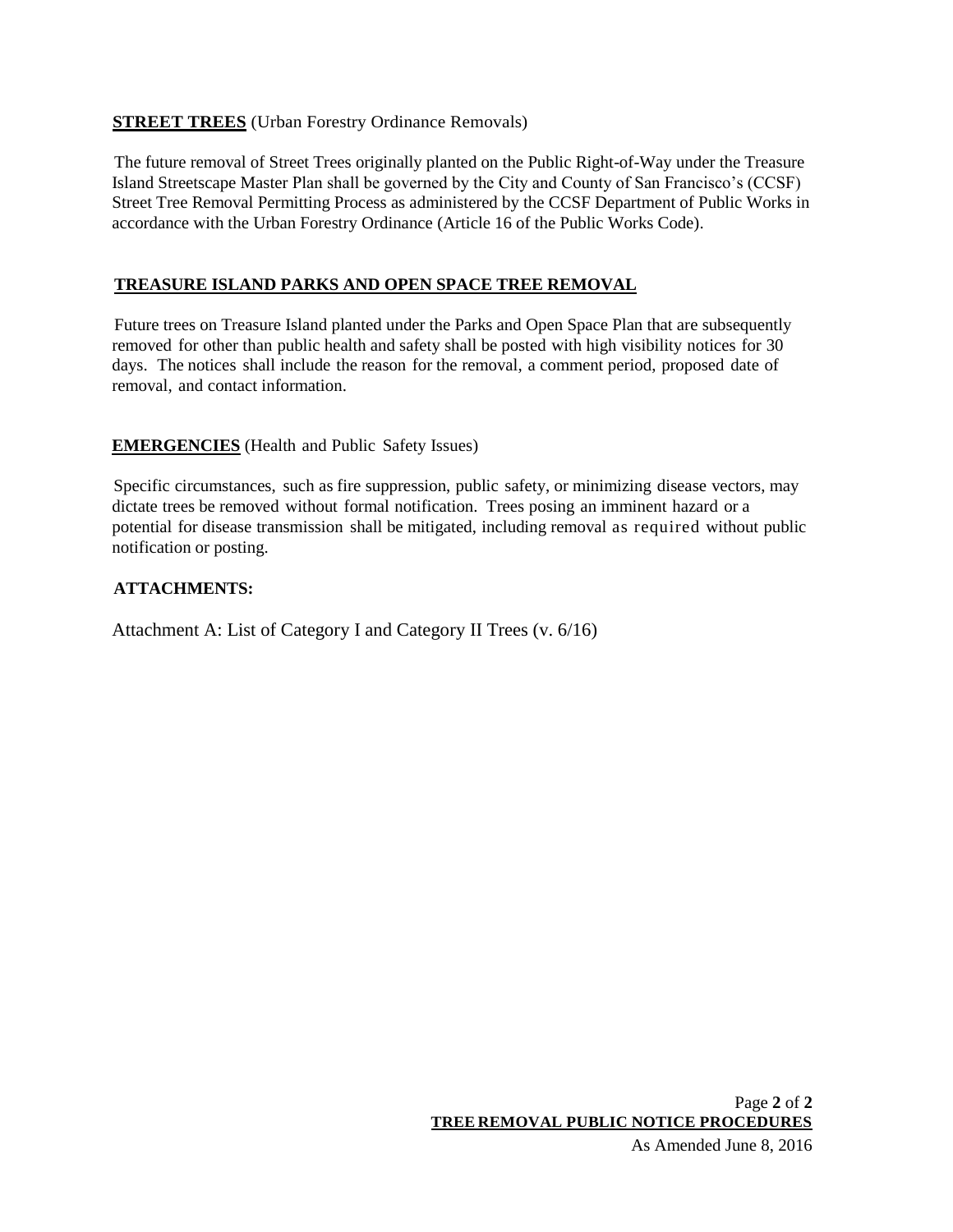**STREET TREES** (Urban Forestry Ordinance Removals)

The future removal of Street Trees originally planted on the Public Right-of-Way under the Treasure Island Streetscape Master Plan shall be governed by the City and County of San Francisco's (CCSF) Street Tree Removal Permitting Process as administered by the CCSF Department of Public Works in accordance with the Urban Forestry Ordinance (Article 16 of the Public Works Code).

**TREASURE ISLAND PARKS AND OPEN SPACE TREE REMOVAL**

Future trees on Treasure Island planted under the Parks and Open Space Plan that are subsequently removed for other than public health and safety shall be posted with high visibility notices for 30 days. The notices shall include the reason for the removal, a comment period, proposed date of removal, and contact information.

**EMERGENCIES** (Health and Public Safety Issues)

Specific circumstances, such as fire suppression, public safety, or minimizing disease vectors, may dictate trees be removed without formal notification. Trees posing an imminent hazard or a potential for disease transmission shall be mitigated, including removal as required without public notification or posting.

**ATTACHMENTS:**

Attachment A: List of Category I and Category II Trees (v. 6/16)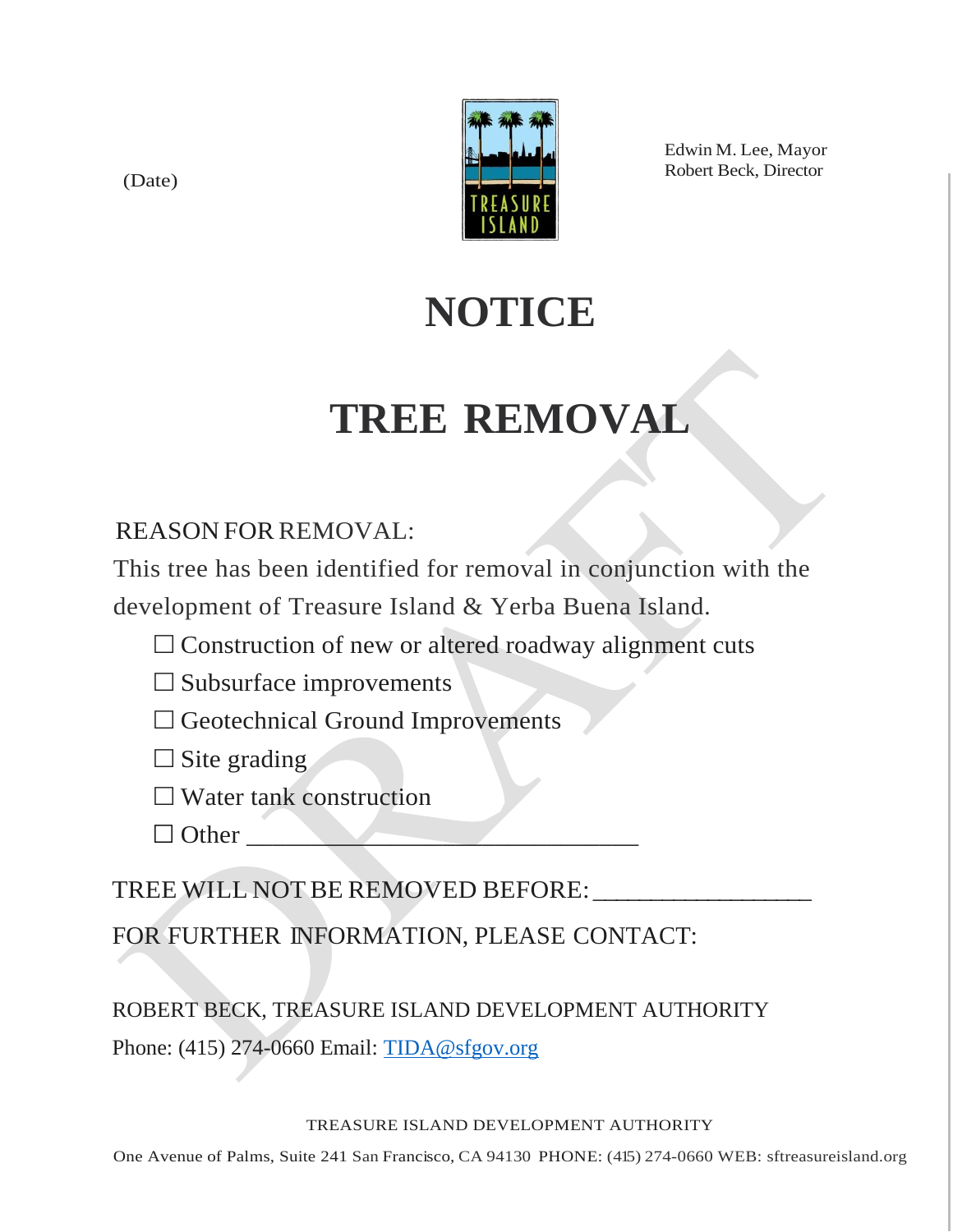(Date)

Edwin M. Lee, Mayor
Robert Beck, Director

# NOTICE

# TREE REMOVAL

REASON FOR REMOVAL:

This tree has been identified for removal in conjunction with the development of Treasure Island & Yerba Buena Island.

- ☐ Construction of new or altered roadway alignment cuts
- ☐ Subsurface improvements
- ☐ Geotechnical Ground Improvements
- ☐ Site grading
- ☐ Water tank construction
- ☐ Other ______________________________

TREE WILL NOT BE REMOVED BEFORE: ________________

FOR FURTHER INFORMATION, PLEASE CONTACT:

ROBERT BECK, TREASURE ISLAND DEVELOPMENT AUTHORITY

Phone: (415) 274-0660 Email: TIDA@sfgov.org

TREASURE ISLAND DEVELOPMENT AUTHORITY

One Avenue of Palms, Suite 241 San Francisco, CA 94130 PHONE: (415) 274-0660 WEB: sftreasureisland.org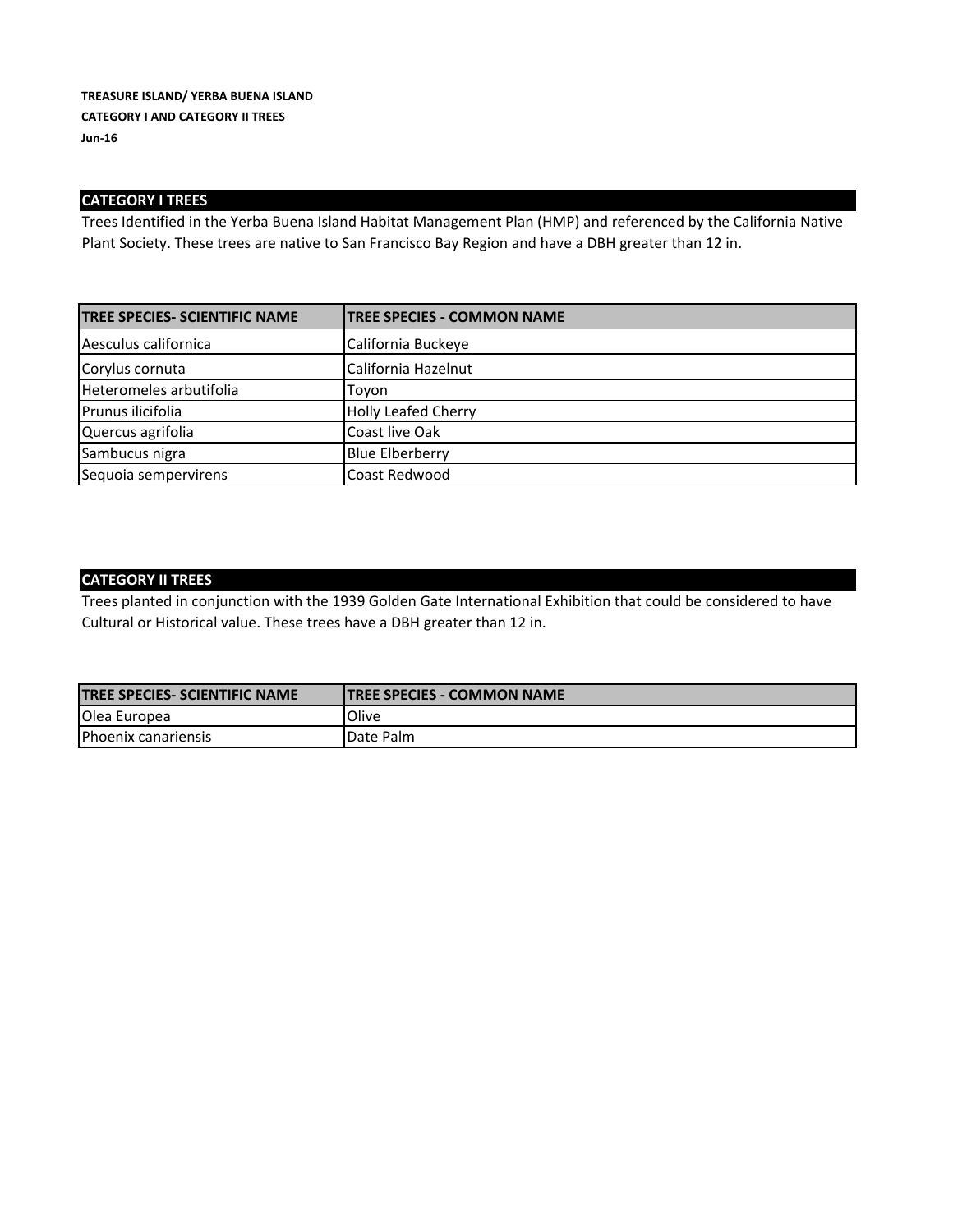**TREASURE ISLAND/ YERBA BUENA ISLAND**
**CATEGORY I AND CATEGORY II TREES**
**Jun-16**

## CATEGORY I TREES

Trees Identified in the Yerba Buena Island Habitat Management Plan (HMP) and referenced by the California Native Plant Society. These trees are native to San Francisco Bay Region and have a DBH greater than 12 in.

| TREE SPECIES- SCIENTIFIC NAME | TREE SPECIES - COMMON NAME |
| --- | --- |
| Aesculus californica | California Buckeye |
| Corylus cornuta | California Hazelnut |
| Heteromeles arbutifolia | Toyon |
| Prunus ilicifolia | Holly Leafed Cherry |
| Quercus agrifolia | Coast live Oak |
| Sambucus nigra | Blue Elberberry |
| Sequoia sempervirens | Coast Redwood |

## CATEGORY II TREES

Trees planted in conjunction with the 1939 Golden Gate International Exhibition that could be considered to have Cultural or Historical value. These trees have a DBH greater than 12 in.

| TREE SPECIES- SCIENTIFIC NAME | TREE SPECIES - COMMON NAME |
| --- | --- |
| Olea Europea | Olive |
| Phoenix canariensis | Date Palm |